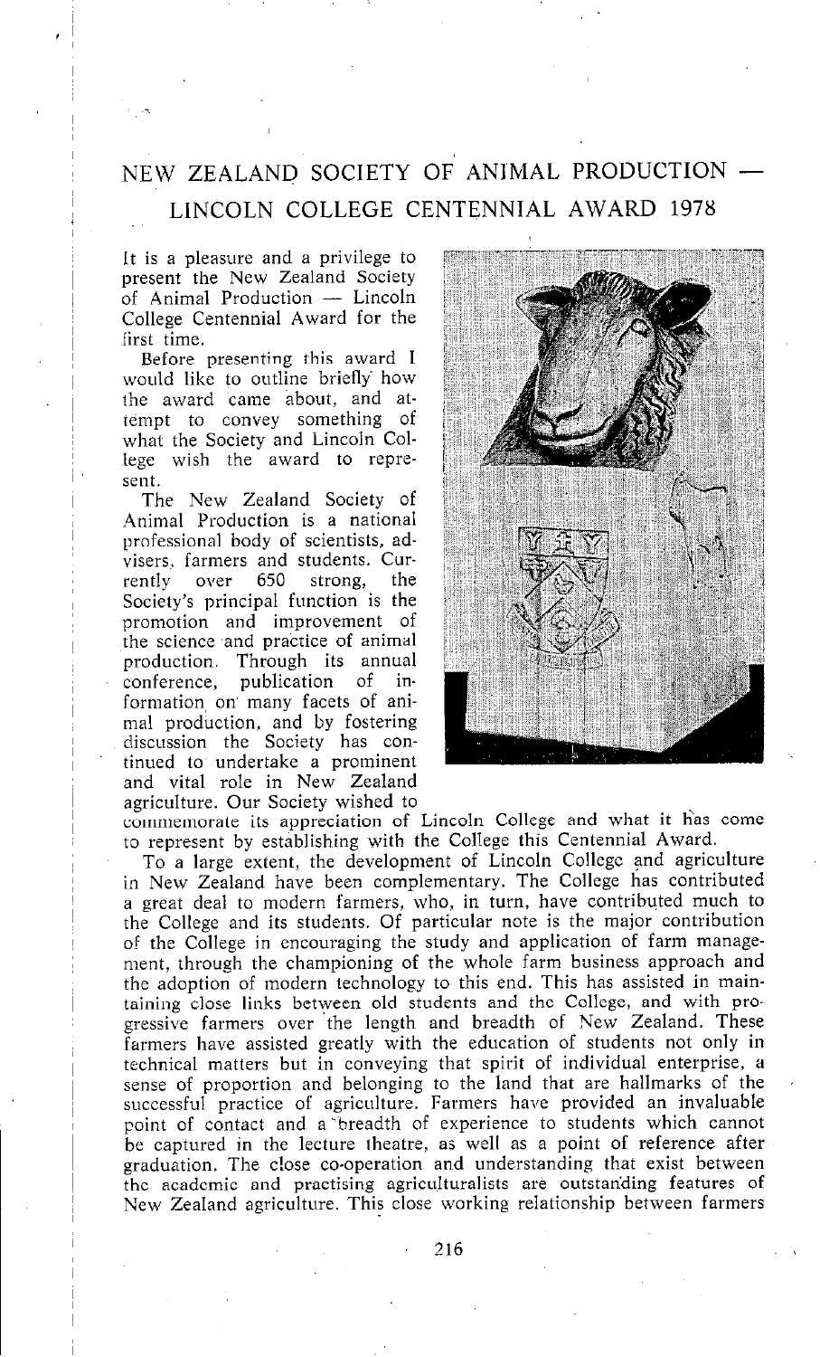# NEW ZEALAND SOCIETY OF ANIMAL PRODUCTION — LINCOLN COLLEGE CENTENNIAL AWARD 1978

It is a pleasure and a privilege to present the New Zealand Society of Animal Production — Lincoln College Centennial Award for the first time.

Before presenting this award I would like to outline briefly how the award came about, and attempt to convey something of what the Society and Lincoln College wish the award to represent.

The New Zealand Society of Animal Production is a national professional body of scientists, advisers, farmers and students. Currently over 650 strong, the Society's principal function is the promotion and improvement of the science and practice of animal production. Through its annual conference, publication of information on many facets of animal production, and by fostering discussion the Society has continued to undertake a prominent and vital role in New Zealand agriculture. Our Society wished to commemorate its appreciation of Lincoln College and what it has come to represent by establishing with the College this Centennial Award.

To a large extent, the development of Lincoln College and agriculture in New Zealand have been complementary. The College has contributed a great deal to modern farmers, who, in turn, have contributed much to the College and its students. Of particular note is the major contribution of the College in encouraging the study and application of farm management, through the championing of the whole farm business approach and the adoption of modern technology to this end. This has assisted in maintaining close links between old students and the College, and with progressive farmers over the length and breadth of New Zealand. These farmers have assisted greatly with the education of students not only in technical matters but in conveying that spirit of individual enterprise, a sense of proportion and belonging to the land that are hallmarks of the successful practice of agriculture. Farmers have provided an invaluable point of contact and a breadth of experience to students which cannot be captured in the lecture theatre, as well as a point of reference after graduation. The close co-operation and understanding that exist between the academic and practising agriculturalists are outstanding features of New Zealand agriculture. This close working relationship between farmers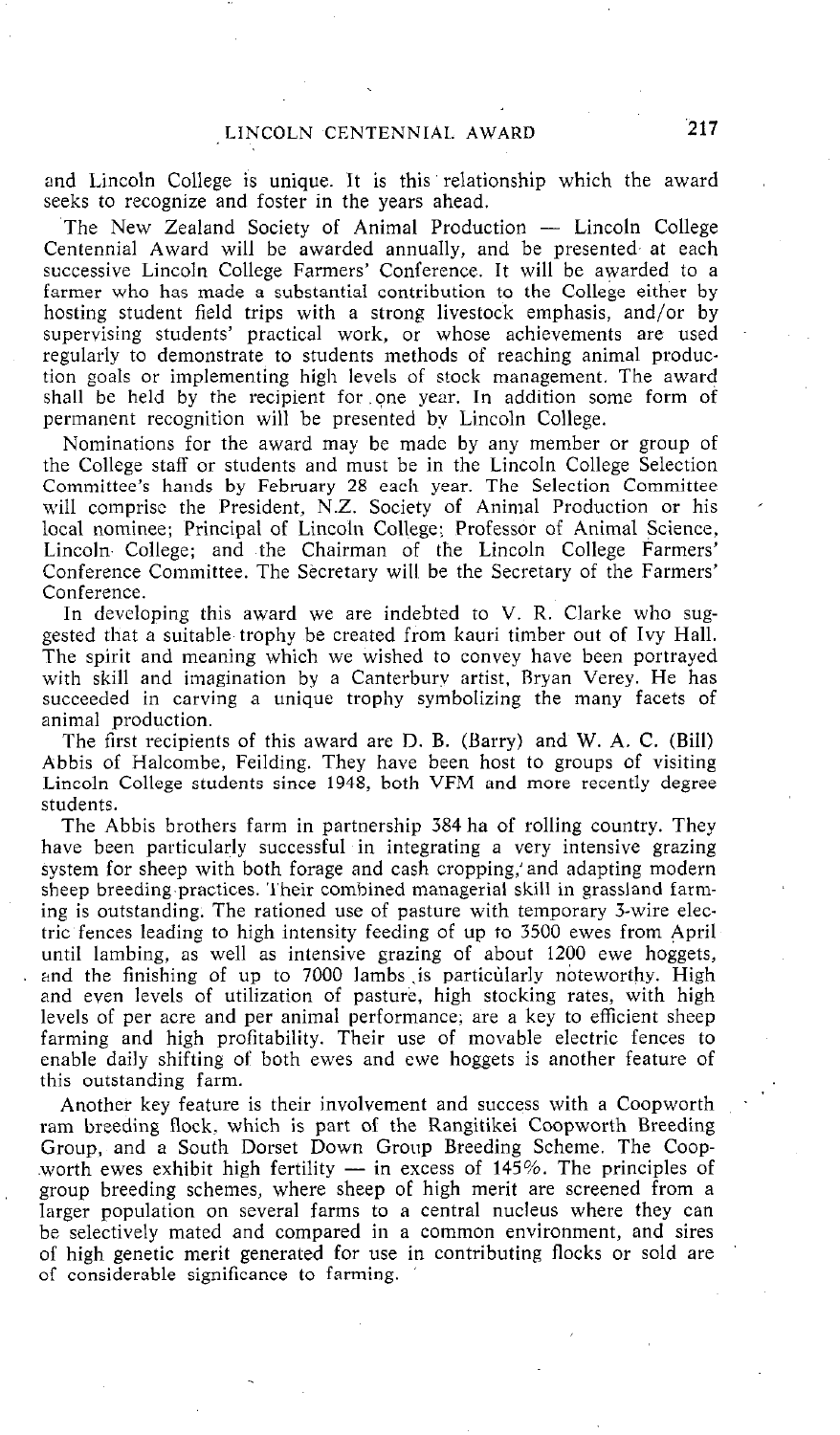and Lincoln College is unique. It is this relationship which the award seeks to recognize and foster in the years ahead.

The New Zealand Society of Animal Production — Lincoln College Centennial Award will be awarded annually, and be presented at each successive Lincoln College Farmers' Conference. It will be awarded to a farmer who has made a substantial contribution to the College either by hosting student field trips with a strong livestock emphasis, and/or by supervising students' practical work, or whose achievements are used regularly to demonstrate to students methods of reaching animal production goals or implementing high levels of stock management. The award shall be held by the recipient for one year. In addition some form of permanent recognition will be presented by Lincoln College.

Nominations for the award may be made by any member or group of the College staff or students and must be in the Lincoln College Selection Committee's hands by February 28 each year. The Selection Committee will comprise the President, N.Z. Society of Animal Production or his local nominee; Principal of Lincoln College; Professor of Animal Science, Lincoln College; and the Chairman of the Lincoln College Farmers' Conference Committee. The Secretary will be the Secretary of the Farmers' Conference.

In developing this award we are indebted to V. R. Clarke who suggested that a suitable trophy be created from kauri timber out of Ivy Hall. The spirit and meaning which we wished to convey have been portrayed with skill and imagination by a Canterbury artist, Bryan Verey. He has succeeded in carving a unique trophy symbolizing the many facets of animal production.

The first recipients of this award are D. B. (Barry) and W. A. C. (Bill) Abbis of Halcombe, Feilding. They have been host to groups of visiting Lincoln College students since 1948, both VFM and more recently degree students.

The Abbis brothers farm in partnership 384 ha of rolling country. They have been particularly successful in integrating a very intensive grazing system for sheep with both forage and cash cropping, and adapting modern sheep breeding practices. Their combined managerial skill in grassland farming is outstanding. The rationed use of pasture with temporary 3-wire electric fences leading to high intensity feeding of up to 3500 ewes from April until lambing, as well as intensive grazing of about 1200 ewe hoggets, and the finishing of up to 7000 lambs is particularly noteworthy. High and even levels of utilization of pasture, high stocking rates, with high levels of per acre and per animal performance, are a key to efficient sheep farming and high profitability. Their use of movable electric fences to enable daily shifting of both ewes and ewe hoggets is another feature of this outstanding farm.

Another key feature is their involvement and success with a Coopworth ram breeding flock, which is part of the Rangitikei Coopworth Breeding Group, and a South Dorset Down Group Breeding Scheme. The Coopworth ewes exhibit high fertility — in excess of 145%. The principles of group breeding schemes, where sheep of high merit are screened from a larger population on several farms to a central nucleus where they can be selectively mated and compared in a common environment, and sires of high genetic merit generated for use in contributing flocks or sold are of considerable significance to farming.